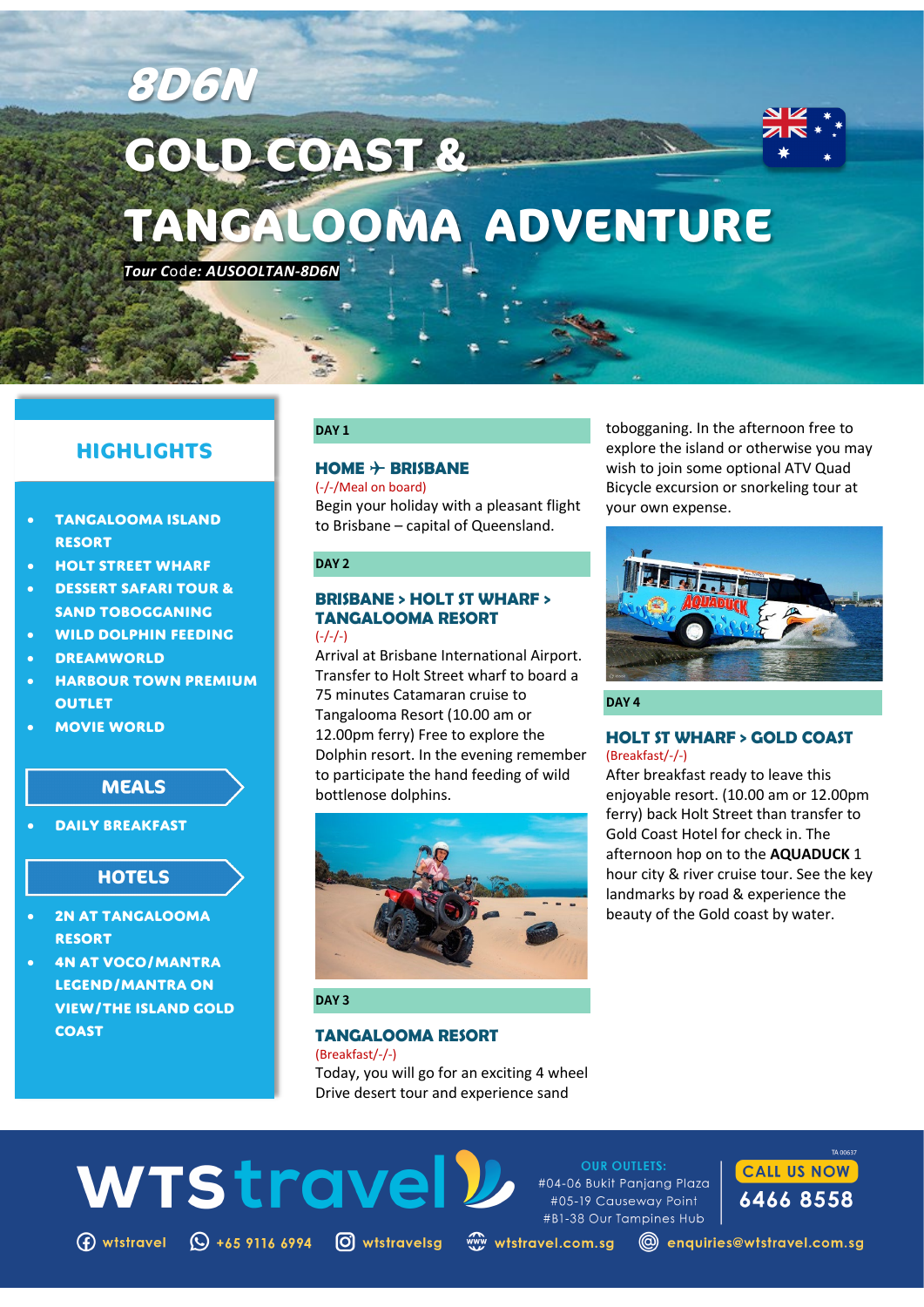# 8D6N GOLD COAST & TANGALOOMA ADVENTURE

***Tour Code: AUSOOLTAN-8D6N***

## HIGHLIGHTS

- TANGALOOMA ISLAND RESORT
- HOLT STREET WHARF
- DESSERT SAFARI TOUR & SAND TOBOGGANING
- WILD DOLPHIN FEEDING
- DREAMWORLD
- HARBOUR TOWN PREMIUM OUTLET
- MOVIE WORLD

## MEALS

- DAILY BREAKFAST

## HOTELS

- 2N AT TANGALOOMA RESORT
- 4N AT VOCO/MANTRA LEGEND/MANTRA ON VIEW/THE ISLAND GOLD COAST

**DAY 1**

### HOME ✈ BRISBANE

(-/-/Meal on board)

Begin your holiday with a pleasant flight to Brisbane – capital of Queensland.

**DAY 2**

### BRISBANE > HOLT ST WHARF > TANGALOOMA RESORT

(-/-/-)

Arrival at Brisbane International Airport. Transfer to Holt Street wharf to board a 75 minutes Catamaran cruise to Tangalooma Resort (10.00 am or 12.00pm ferry) Free to explore the Dolphin resort. In the evening remember to participate the hand feeding of wild bottlenose dolphins.

**DAY 3**

### TANGALOOMA RESORT

(Breakfast/-/-)

Today, you will go for an exciting 4 wheel Drive desert tour and experience sand tobogganing. In the afternoon free to explore the island or otherwise you may wish to join some optional ATV Quad Bicycle excursion or snorkeling tour at your own expense.

**DAY 4**

### HOLT ST WHARF > GOLD COAST

(Breakfast/-/-)

After breakfast ready to leave this enjoyable resort. (10.00 am or 12.00pm ferry) back Holt Street than transfer to Gold Coast Hotel for check in. The afternoon hop on to the **AQUADUCK** 1 hour city & river cruise tour. See the key landmarks by road & experience the beauty of the Gold coast by water.

WTS travel

OUR OUTLETS:
#04-06 Bukit Panjang Plaza
#05-19 Causeway Point
#B1-38 Our Tampines Hub

TA 00637
CALL US NOW
6466 8558

wtstravel | +65 9116 6994 | wtstravelsg | wtstravel.com.sg | enquiries@wtstravel.com.sg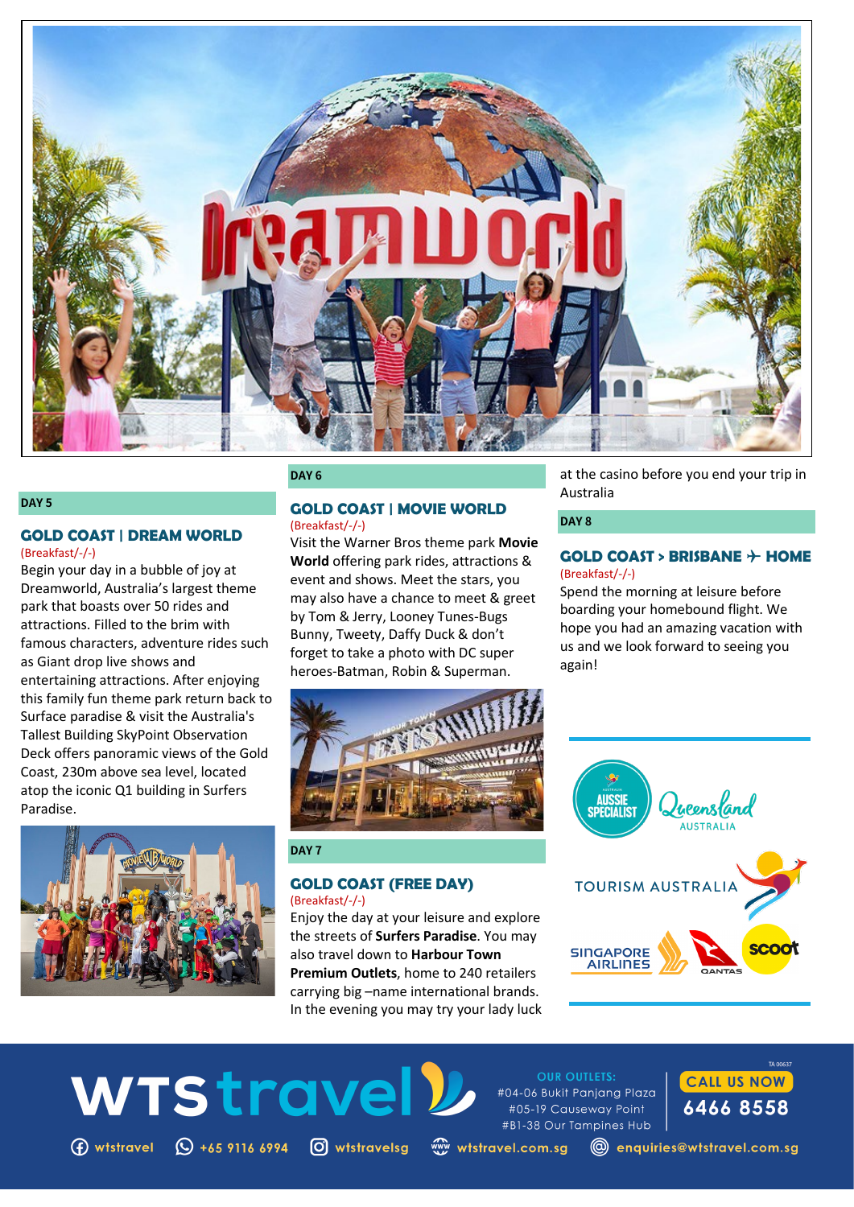### DAY 5

## GOLD COAST | DREAM WORLD

(Breakfast/-/-)

Begin your day in a bubble of joy at Dreamworld, Australia's largest theme park that boasts over 50 rides and attractions. Filled to the brim with famous characters, adventure rides such as Giant drop live shows and entertaining attractions. After enjoying this family fun theme park return back to Surface paradise & visit the Australia's Tallest Building SkyPoint Observation Deck offers panoramic views of the Gold Coast, 230m above sea level, located atop the iconic Q1 building in Surfers Paradise.

### DAY 6

## GOLD COAST | MOVIE WORLD

(Breakfast/-/-)

Visit the Warner Bros theme park **Movie World** offering park rides, attractions & event and shows. Meet the stars, you may also have a chance to meet & greet by Tom & Jerry, Looney Tunes-Bugs Bunny, Tweety, Daffy Duck & don't forget to take a photo with DC super heroes-Batman, Robin & Superman.

### DAY 7

## GOLD COAST (FREE DAY)

(Breakfast/-/-)

Enjoy the day at your leisure and explore the streets of **Surfers Paradise**. You may also travel down to **Harbour Town Premium Outlets**, home to 240 retailers carrying big –name international brands. In the evening you may try your lady luck at the casino before you end your trip in Australia

### DAY 8

## GOLD COAST > BRISBANE ✈ HOME

(Breakfast/-/-)

Spend the morning at leisure before boarding your homebound flight. We hope you had an amazing vacation with us and we look forward to seeing you again!

AUSSIE SPECIALIST | Queensland AUSTRALIA | TOURISM AUSTRALIA | SINGAPORE AIRLINES | QANTAS | scoot

WTS travel

OUR OUTLETS:
#04-06 Bukit Panjang Plaza
#05-19 Causeway Point
#B1-38 Our Tampines Hub

TA 00637

CALL US NOW
6466 8558

wtstravel | +65 9116 6994 | wtstravelsg | wtstravel.com.sg | enquiries@wtstravel.com.sg